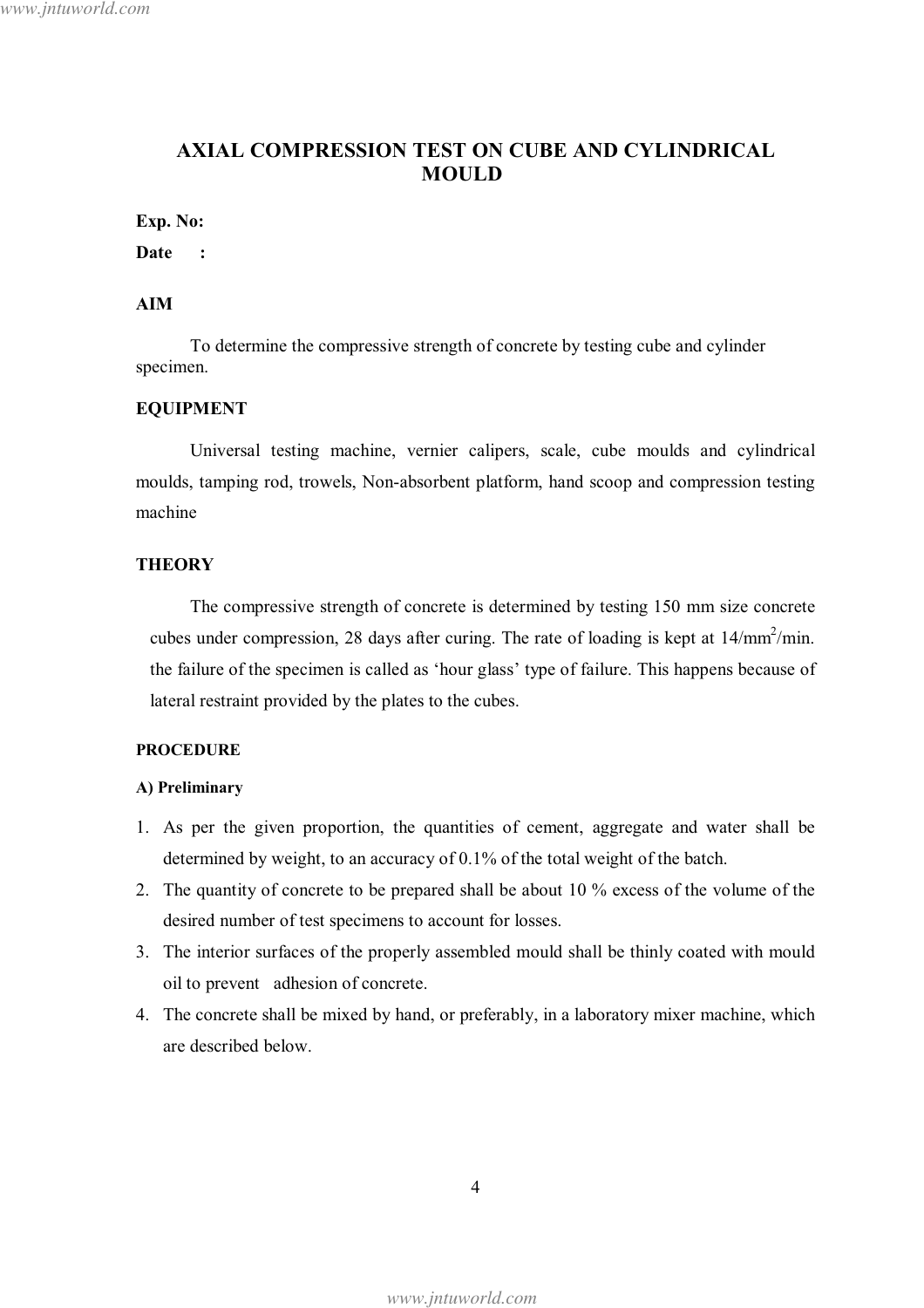# AXIAL COMPRESSION TEST ON CUBE AND CYLINDRICAL MOULD

**Exp. No:**

**Date :**

## AIM

To determine the compressive strength of concrete by testing cube and cylinder specimen.

## EQUIPMENT

Universal testing machine, vernier calipers, scale, cube moulds and cylindrical moulds, tamping rod, trowels, Non-absorbent platform, hand scoop and compression testing machine

## THEORY

The compressive strength of concrete is determined by testing 150 mm size concrete cubes under compression, 28 days after curing. The rate of loading is kept at $14/mm^2/min$. the failure of the specimen is called as 'hour glass' type of failure. This happens because of lateral restraint provided by the plates to the cubes.

## PROCEDURE

### A) Preliminary

1. As per the given proportion, the quantities of cement, aggregate and water shall be determined by weight, to an accuracy of 0.1% of the total weight of the batch.
2. The quantity of concrete to be prepared shall be about 10 % excess of the volume of the desired number of test specimens to account for losses.
3. The interior surfaces of the properly assembled mould shall be thinly coated with mould oil to prevent adhesion of concrete.
4. The concrete shall be mixed by hand, or preferably, in a laboratory mixer machine, which are described below.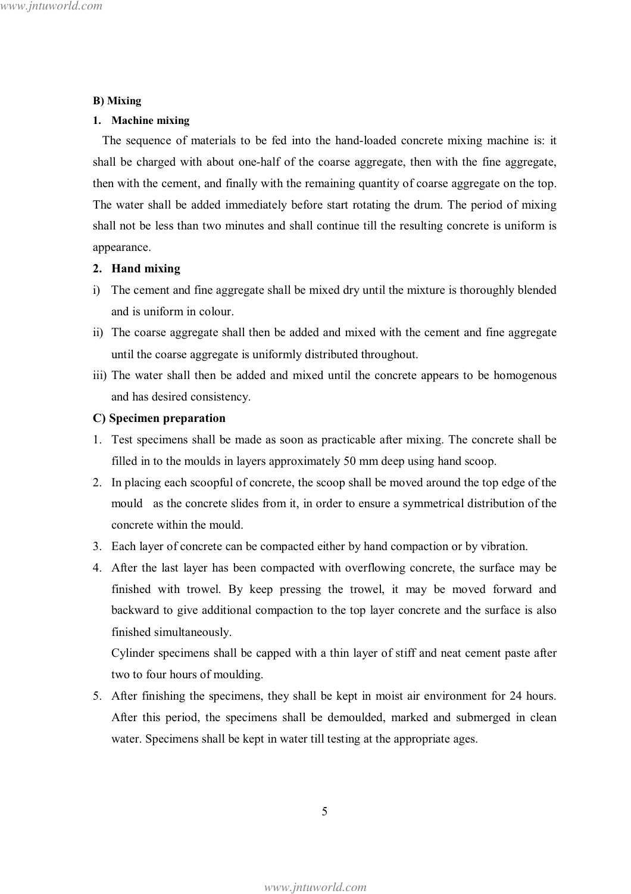**B) Mixing**

**1. Machine mixing**

The sequence of materials to be fed into the hand-loaded concrete mixing machine is: it shall be charged with about one-half of the coarse aggregate, then with the fine aggregate, then with the cement, and finally with the remaining quantity of coarse aggregate on the top. The water shall be added immediately before start rotating the drum. The period of mixing shall not be less than two minutes and shall continue till the resulting concrete is uniform is appearance.

**2. Hand mixing**

i) The cement and fine aggregate shall be mixed dry until the mixture is thoroughly blended and is uniform in colour.

ii) The coarse aggregate shall then be added and mixed with the cement and fine aggregate until the coarse aggregate is uniformly distributed throughout.

iii) The water shall then be added and mixed until the concrete appears to be homogenous and has desired consistency.

**C) Specimen preparation**

1. Test specimens shall be made as soon as practicable after mixing. The concrete shall be filled in to the moulds in layers approximately 50 mm deep using hand scoop.
2. In placing each scoopful of concrete, the scoop shall be moved around the top edge of the mould as the concrete slides from it, in order to ensure a symmetrical distribution of the concrete within the mould.
3. Each layer of concrete can be compacted either by hand compaction or by vibration.
4. After the last layer has been compacted with overflowing concrete, the surface may be finished with trowel. By keep pressing the trowel, it may be moved forward and backward to give additional compaction to the top layer concrete and the surface is also finished simultaneously.

   Cylinder specimens shall be capped with a thin layer of stiff and neat cement paste after two to four hours of moulding.
5. After finishing the specimens, they shall be kept in moist air environment for 24 hours. After this period, the specimens shall be demoulded, marked and submerged in clean water. Specimens shall be kept in water till testing at the appropriate ages.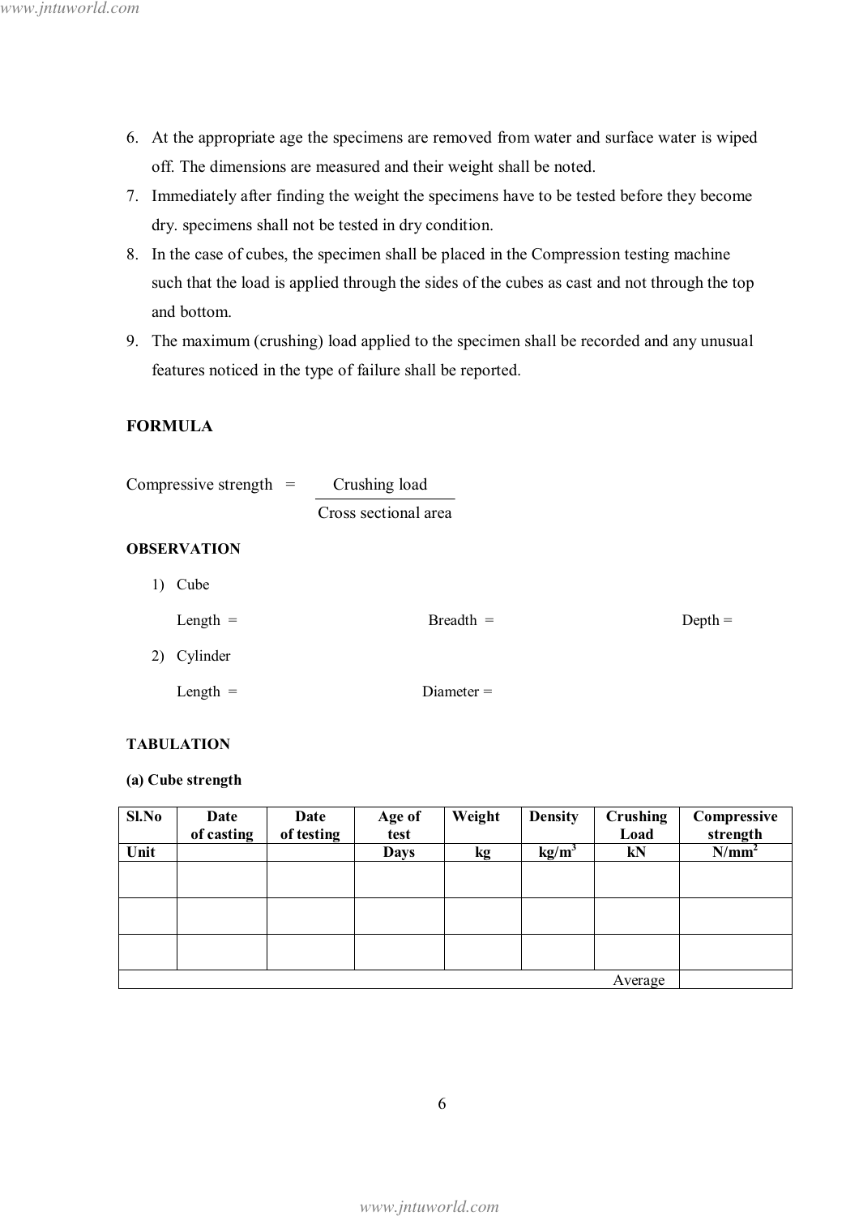6. At the appropriate age the specimens are removed from water and surface water is wiped off. The dimensions are measured and their weight shall be noted.
7. Immediately after finding the weight the specimens have to be tested before they become dry. specimens shall not be tested in dry condition.
8. In the case of cubes, the specimen shall be placed in the Compression testing machine such that the load is applied through the sides of the cubes as cast and not through the top and bottom.
9. The maximum (crushing) load applied to the specimen shall be recorded and any unusual features noticed in the type of failure shall be reported.

**FORMULA**

$$\text{Compressive strength} = \frac{\text{Crushing load}}{\text{Cross sectional area}}$$

**OBSERVATION**

1) Cube

   Length = Breadth = Depth =

2) Cylinder

   Length = Diameter =

**TABULATION**

**(a) Cube strength**

| Sl.No | Date of casting | Date of testing | Age of test | Weight | Density | Crushing Load | Compressive strength |
|---|---|---|---|---|---|---|---|
| Unit | | | Days | kg | $kg/m^3$ | kN | $N/mm^2$ |
| | | | | | | | |
| | | | | | | | |
| | | | | | | | |
| | | | | | | Average | |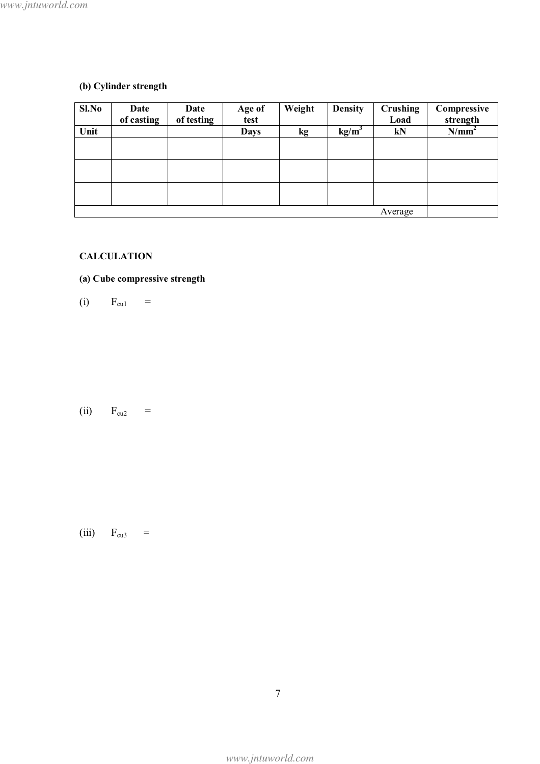**(b) Cylinder strength**

| Sl.No | Date of casting | Date of testing | Age of test | Weight | Density | Crushing Load | Compressive strength |
|---|---|---|---|---|---|---|---|
| Unit | | | Days | kg | kg/m$^3$ | kN | N/mm$^2$ |
| | | | | | | | |
| | | | | | | | |
| | | | | | | | |
| | | | | | | Average | |

**CALCULATION**

**(a) Cube compressive strength**

(i) $F_{cu1}$ =

(ii) $F_{cu2}$ =

(iii) $F_{cu3}$ =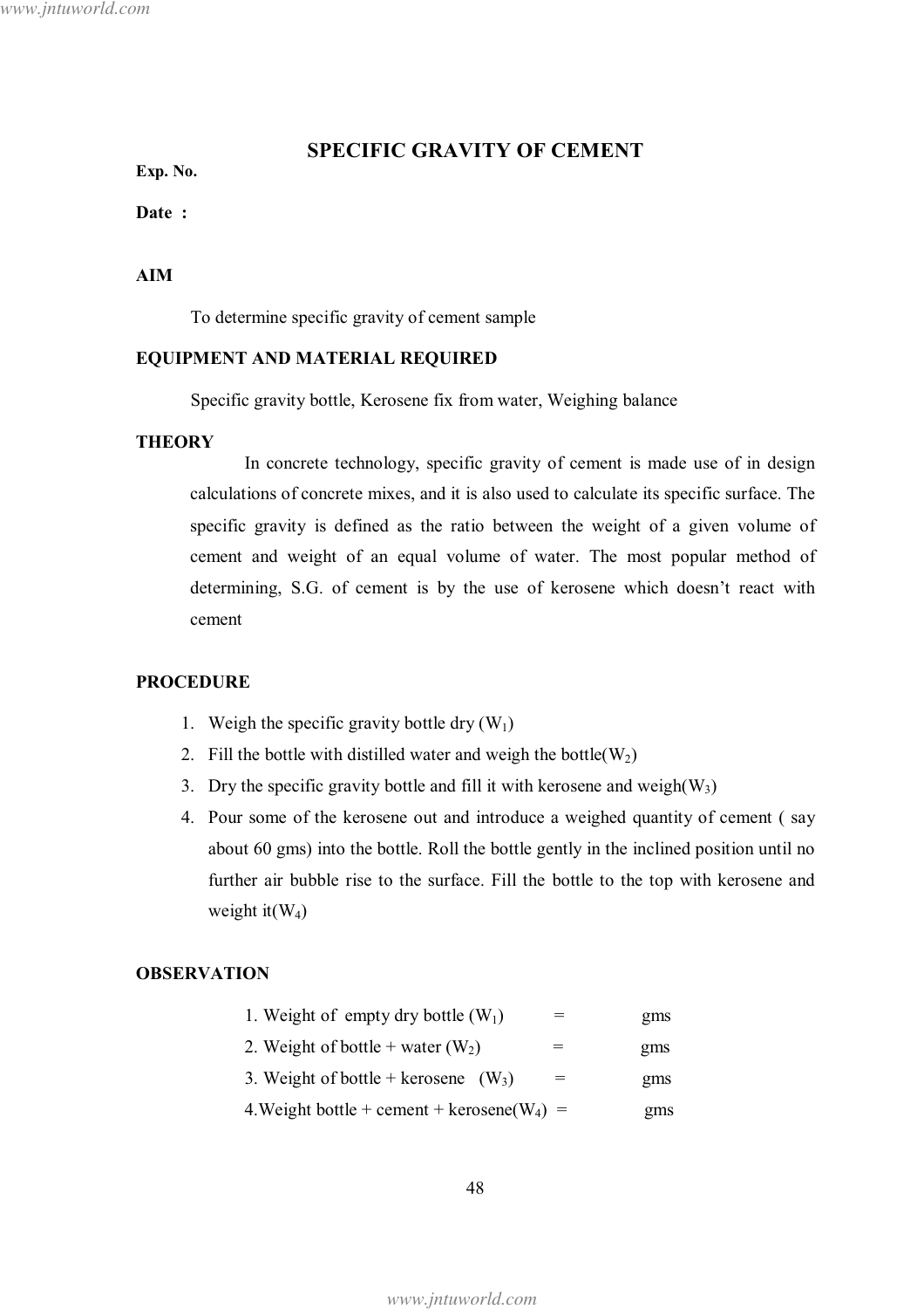# SPECIFIC GRAVITY OF CEMENT

**Exp. No.**

**Date :**

## AIM

To determine specific gravity of cement sample

## EQUIPMENT AND MATERIAL REQUIRED

Specific gravity bottle, Kerosene fix from water, Weighing balance

## THEORY

In concrete technology, specific gravity of cement is made use of in design calculations of concrete mixes, and it is also used to calculate its specific surface. The specific gravity is defined as the ratio between the weight of a given volume of cement and weight of an equal volume of water. The most popular method of determining, S.G. of cement is by the use of kerosene which doesn't react with cement

## PROCEDURE

1. Weigh the specific gravity bottle dry ($W_1$)
2. Fill the bottle with distilled water and weigh the bottle($W_2$)
3. Dry the specific gravity bottle and fill it with kerosene and weigh($W_3$)
4. Pour some of the kerosene out and introduce a weighed quantity of cement ( say about 60 gms) into the bottle. Roll the bottle gently in the inclined position until no further air bubble rise to the surface. Fill the bottle to the top with kerosene and weight it($W_4$)

## OBSERVATION

1. Weight of empty dry bottle ($W_1$) = gms
2. Weight of bottle + water ($W_2$) = gms
3. Weight of bottle + kerosene ($W_3$) = gms
4. Weight bottle + cement + kerosene($W_4$) = gms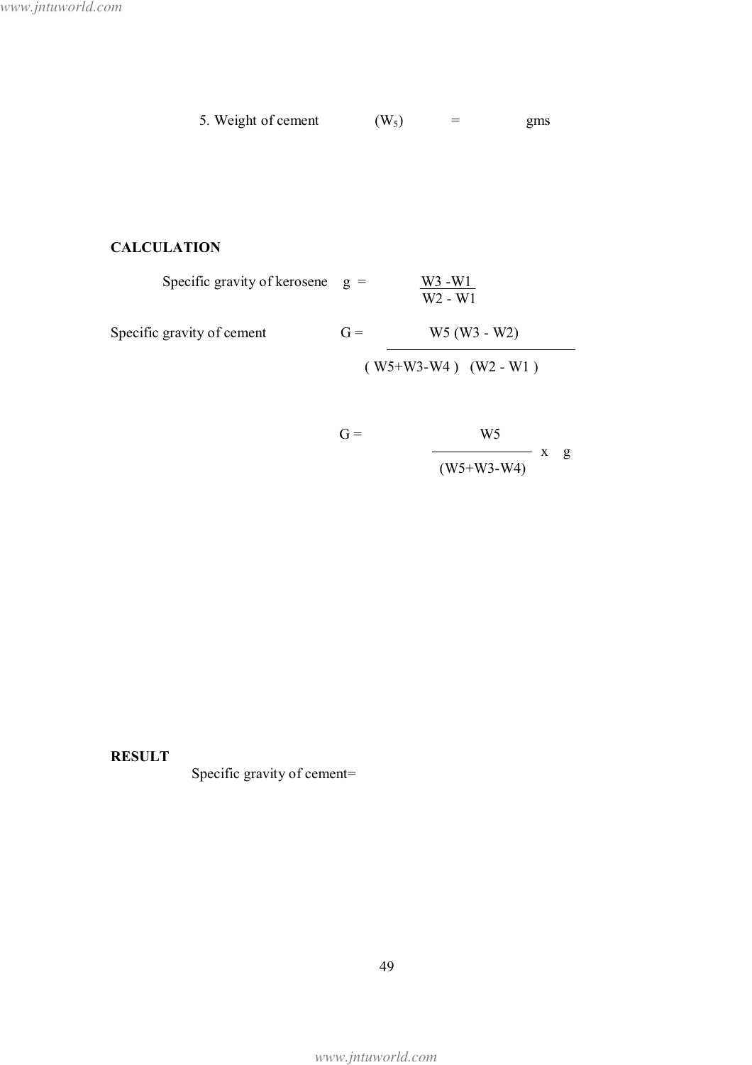5. Weight of cement $(W_5)$ = gms

**CALCULATION**

Specific gravity of kerosene $g = \dfrac{W3 - W1}{W2 - W1}$

Specific gravity of cement $G = \dfrac{W5\,(W3 - W2)}{(W5 + W3 - W4)\,(W2 - W1)}$

$$G = \frac{W5}{(W5 + W3 - W4)} \times g$$

**RESULT**

Specific gravity of cement=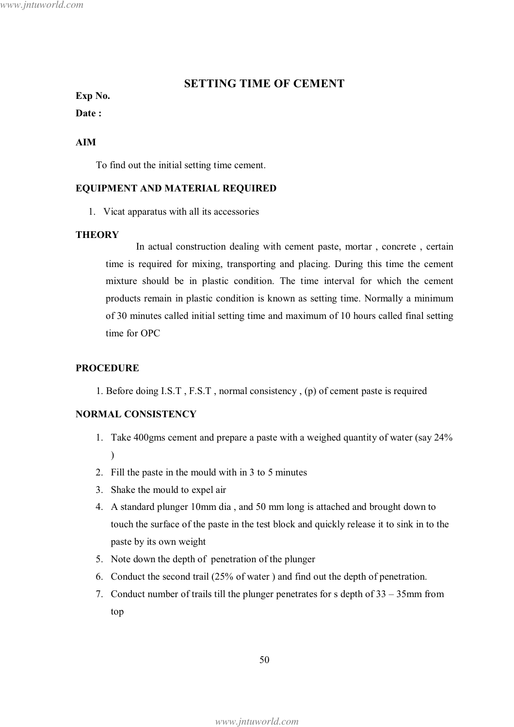# SETTING TIME OF CEMENT

**Exp No.**

**Date :**

## AIM

To find out the initial setting time cement.

## EQUIPMENT AND MATERIAL REQUIRED

1. Vicat apparatus with all its accessories

## THEORY

In actual construction dealing with cement paste, mortar , concrete , certain time is required for mixing, transporting and placing. During this time the cement mixture should be in plastic condition. The time interval for which the cement products remain in plastic condition is known as setting time. Normally a minimum of 30 minutes called initial setting time and maximum of 10 hours called final setting time for OPC

## PROCEDURE

1. Before doing I.S.T , F.S.T , normal consistency , (p) of cement paste is required

## NORMAL CONSISTENCY

1. Take 400gms cement and prepare a paste with a weighed quantity of water (say 24% )
2. Fill the paste in the mould with in 3 to 5 minutes
3. Shake the mould to expel air
4. A standard plunger 10mm dia , and 50 mm long is attached and brought down to touch the surface of the paste in the test block and quickly release it to sink in to the paste by its own weight
5. Note down the depth of penetration of the plunger
6. Conduct the second trail (25% of water ) and find out the depth of penetration.
7. Conduct number of trails till the plunger penetrates for s depth of 33 – 35mm from top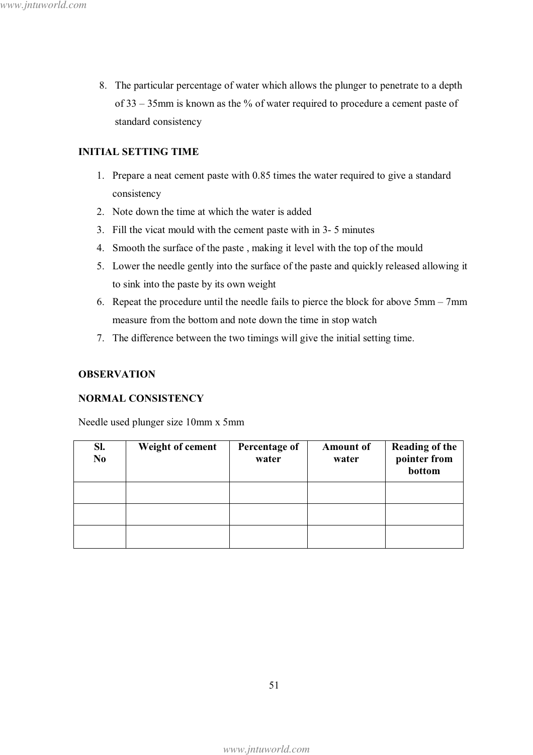8. The particular percentage of water which allows the plunger to penetrate to a depth of 33 – 35mm is known as the % of water required to procedure a cement paste of standard consistency

**INITIAL SETTING TIME**

1. Prepare a neat cement paste with 0.85 times the water required to give a standard consistency
2. Note down the time at which the water is added
3. Fill the vicat mould with the cement paste with in 3- 5 minutes
4. Smooth the surface of the paste , making it level with the top of the mould
5. Lower the needle gently into the surface of the paste and quickly released allowing it to sink into the paste by its own weight
6. Repeat the procedure until the needle fails to pierce the block for above 5mm – 7mm measure from the bottom and note down the time in stop watch
7. The difference between the two timings will give the initial setting time.

**OBSERVATION**

**NORMAL CONSISTENCY**

Needle used plunger size 10mm x 5mm

| Sl. No | Weight of cement | Percentage of water | Amount of water | Reading of the pointer from bottom |
|---|---|---|---|---|
| | | | | |
| | | | | |
| | | | | |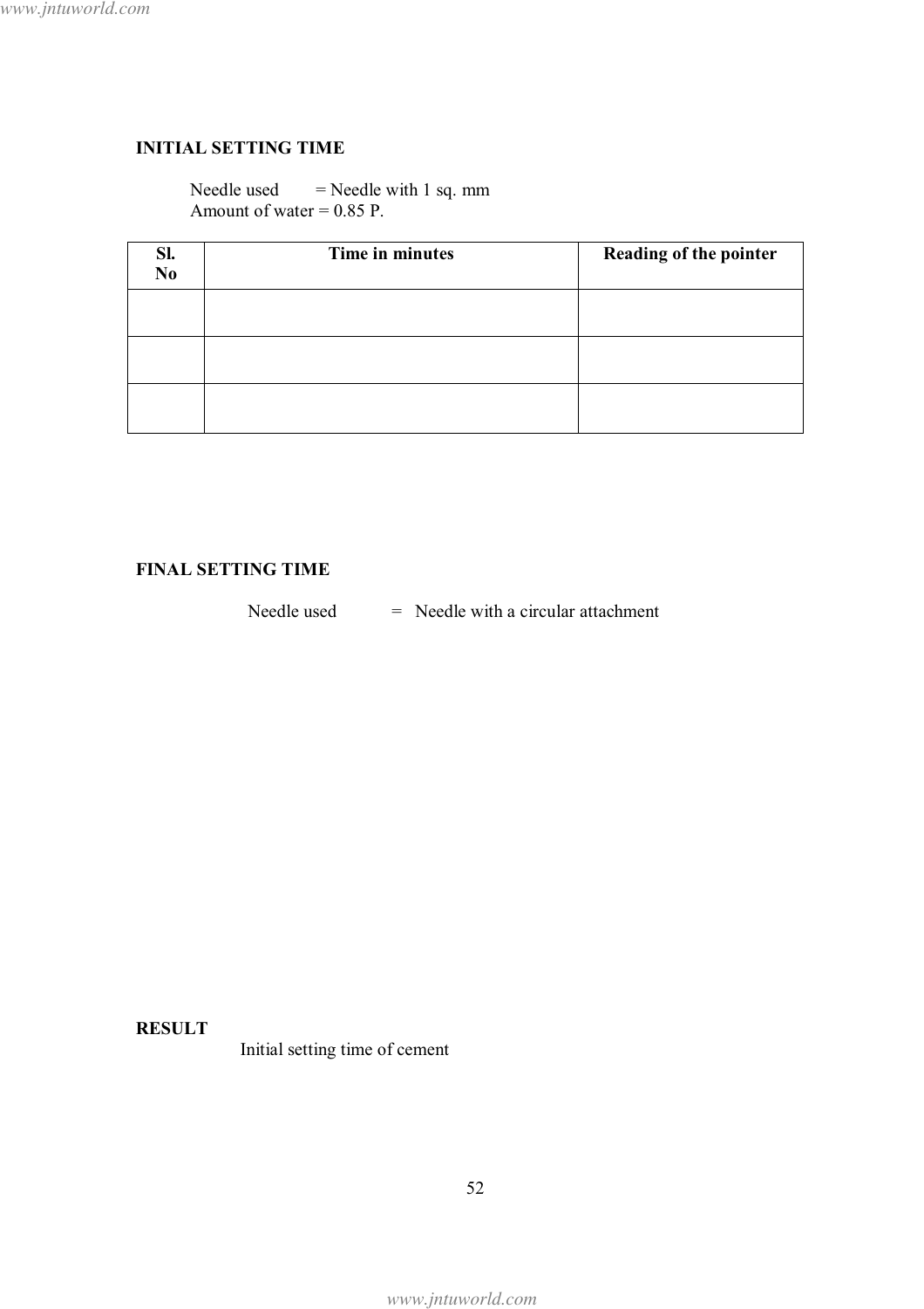**INITIAL SETTING TIME**

Needle used = Needle with 1 sq. mm
Amount of water = 0.85 P.

| Sl. No | Time in minutes | Reading of the pointer |
|---|---|---|
| | | |
| | | |
| | | |

**FINAL SETTING TIME**

Needle used = Needle with a circular attachment

**RESULT**

Initial setting time of cement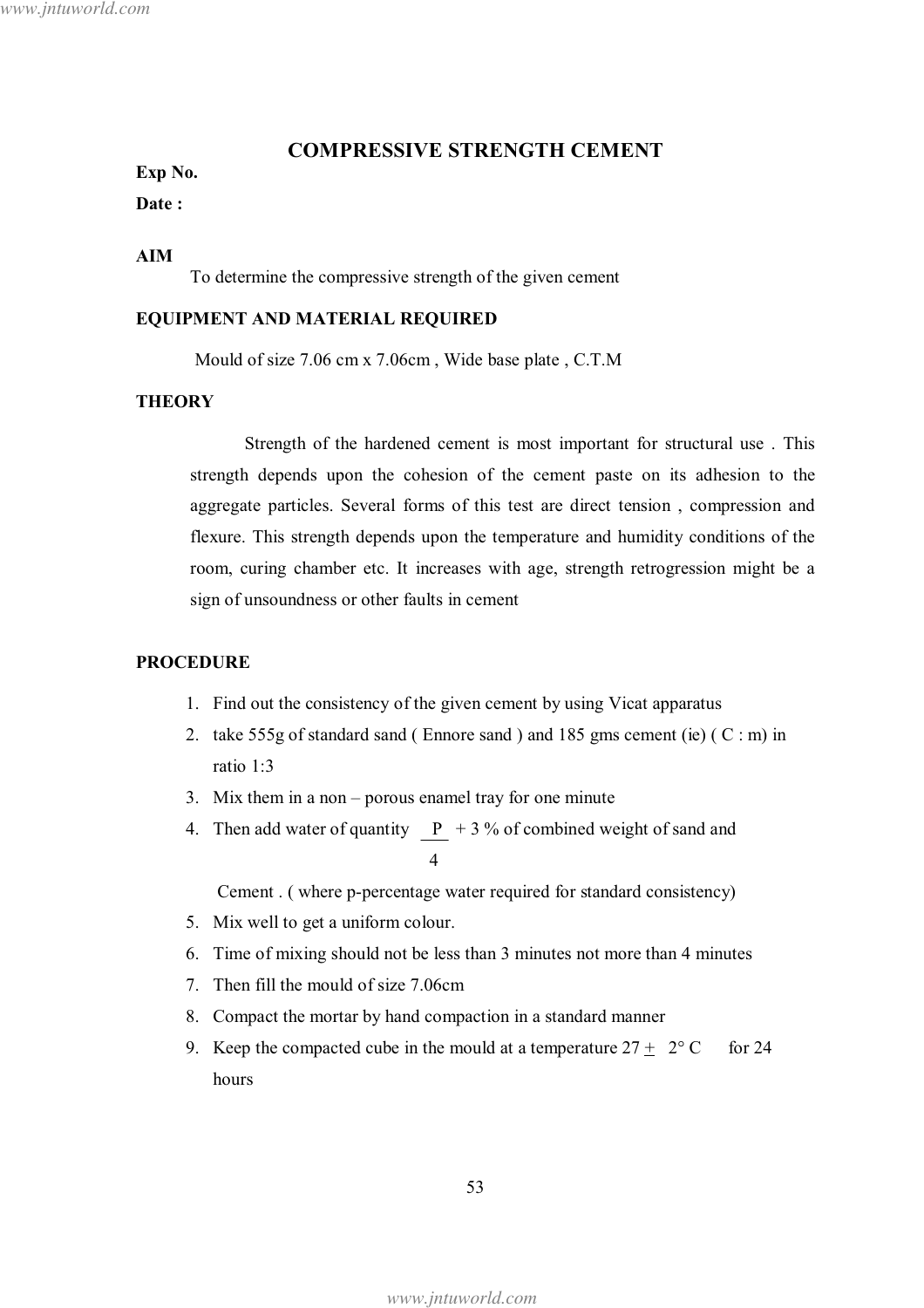# COMPRESSIVE STRENGTH CEMENT

**Exp No.**

**Date :**

**AIM**

To determine the compressive strength of the given cement

**EQUIPMENT AND MATERIAL REQUIRED**

Mould of size 7.06 cm x 7.06cm , Wide base plate , C.T.M

**THEORY**

Strength of the hardened cement is most important for structural use . This strength depends upon the cohesion of the cement paste on its adhesion to the aggregate particles. Several forms of this test are direct tension , compression and flexure. This strength depends upon the temperature and humidity conditions of the room, curing chamber etc. It increases with age, strength retrogression might be a sign of unsoundness or other faults in cement

**PROCEDURE**

1. Find out the consistency of the given cement by using Vicat apparatus
2. take 555g of standard sand ( Ennore sand ) and 185 gms cement (ie) ( C : m) in ratio 1:3
3. Mix them in a non – porous enamel tray for one minute
4. Then add water of quantity $\frac{P}{4} + 3$ % of combined weight of sand and Cement . ( where p-percentage water required for standard consistency)
5. Mix well to get a uniform colour.
6. Time of mixing should not be less than 3 minutes not more than 4 minutes
7. Then fill the mould of size 7.06cm
8. Compact the mortar by hand compaction in a standard manner
9. Keep the compacted cube in the mould at a temperature $27 \pm 2°$ C for 24 hours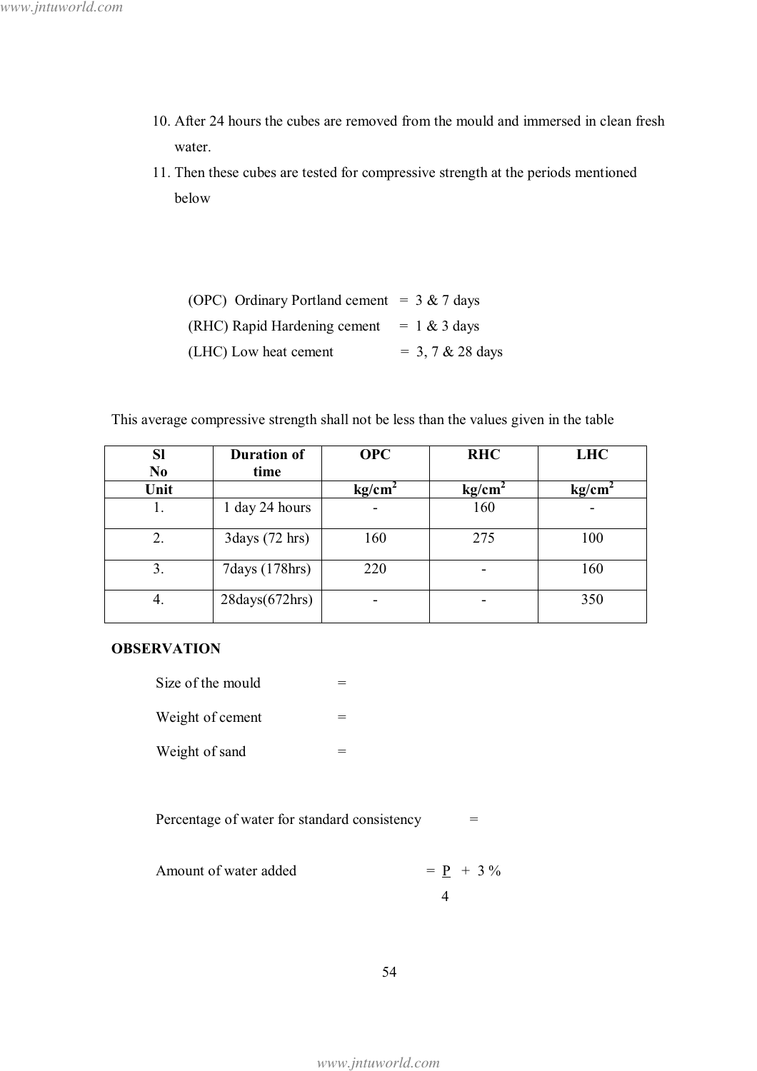10. After 24 hours the cubes are removed from the mould and immersed in clean fresh water.
11. Then these cubes are tested for compressive strength at the periods mentioned below

(OPC) Ordinary Portland cement = 3 & 7 days
(RHC) Rapid Hardening cement = 1 & 3 days
(LHC) Low heat cement = 3, 7 & 28 days

This average compressive strength shall not be less than the values given in the table

| Sl No | Duration of time | OPC | RHC | LHC |
|---|---|---|---|---|
| Unit | | $kg/cm^2$ | $kg/cm^2$ | $kg/cm^2$ |
| 1. | 1 day 24 hours | - | 160 | - |
| 2. | 3days (72 hrs) | 160 | 275 | 100 |
| 3. | 7days (178hrs) | 220 | - | 160 |
| 4. | 28days(672hrs) | - | - | 350 |

**OBSERVATION**

Size of the mould =

Weight of cement =

Weight of sand =

Percentage of water for standard consistency =

Amount of water added = $\frac{P}{4} + 3\,\%$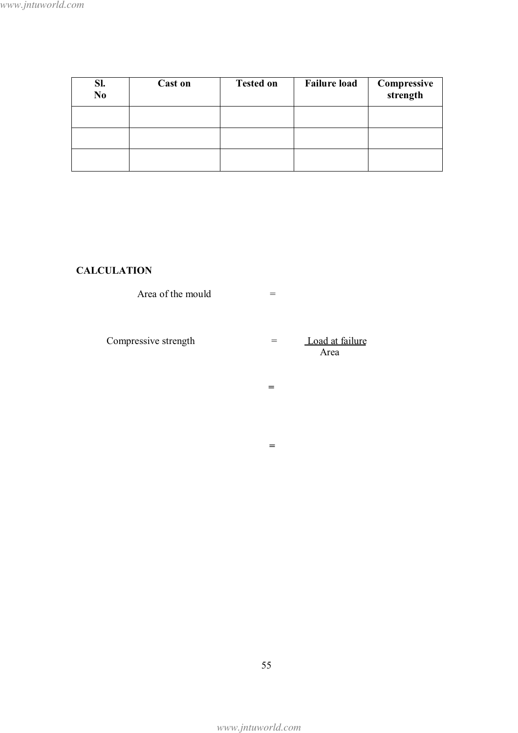| Sl. No | Cast on | Tested on | Failure load | Compressive strength |
|---|---|---|---|---|
| | | | | |
| | | | | |
| | | | | |

**CALCULATION**

Area of the mould =

Compressive strength = $\frac{\text{Load at failure}}{\text{Area}}$

=

=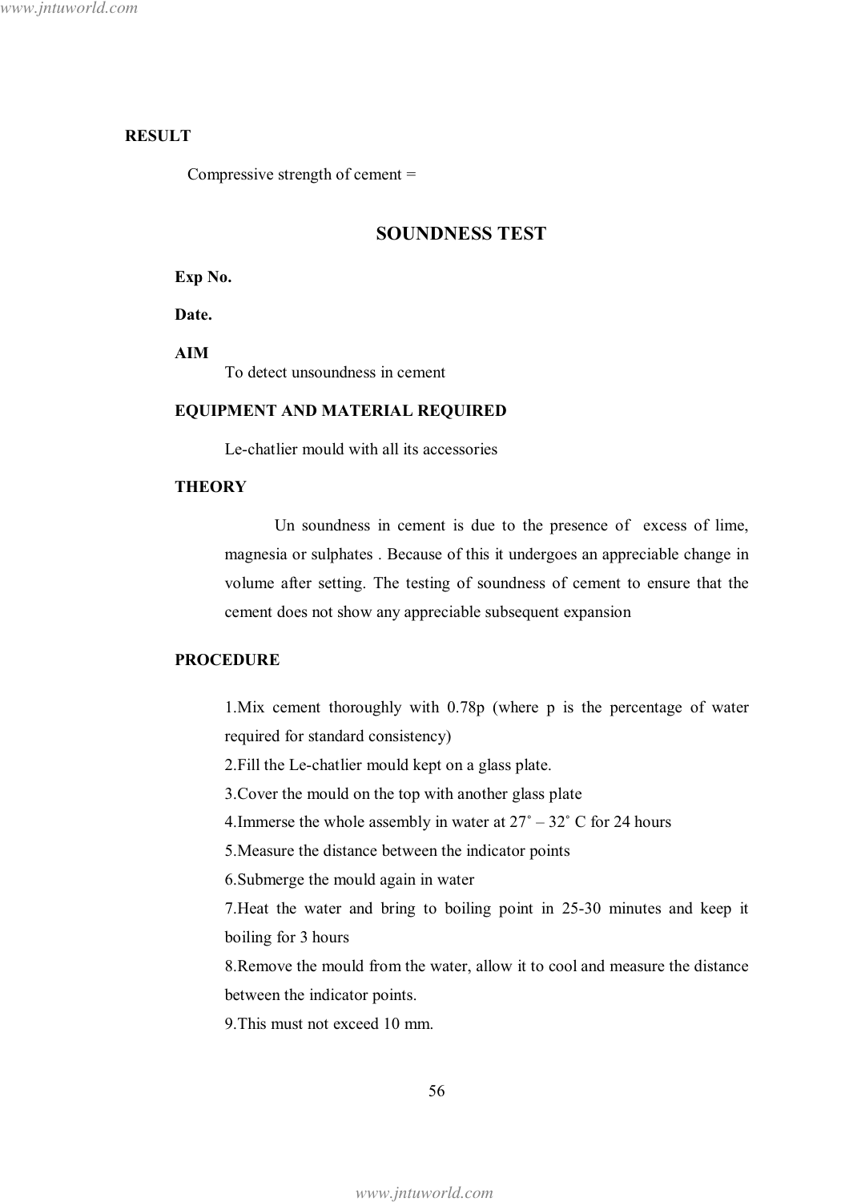**RESULT**

Compressive strength of cement =

## SOUNDNESS TEST

**Exp No.**

**Date.**

**AIM**

To detect unsoundness in cement

**EQUIPMENT AND MATERIAL REQUIRED**

Le-chatlier mould with all its accessories

**THEORY**

Un soundness in cement is due to the presence of excess of lime, magnesia or sulphates . Because of this it undergoes an appreciable change in volume after setting. The testing of soundness of cement to ensure that the cement does not show any appreciable subsequent expansion

**PROCEDURE**

1.Mix cement thoroughly with 0.78p (where p is the percentage of water required for standard consistency)
2.Fill the Le-chatlier mould kept on a glass plate.
3.Cover the mould on the top with another glass plate
4.Immerse the whole assembly in water at 27˚ – 32˚ C for 24 hours
5.Measure the distance between the indicator points
6.Submerge the mould again in water
7.Heat the water and bring to boiling point in 25-30 minutes and keep it boiling for 3 hours
8.Remove the mould from the water, allow it to cool and measure the distance between the indicator points.
9.This must not exceed 10 mm.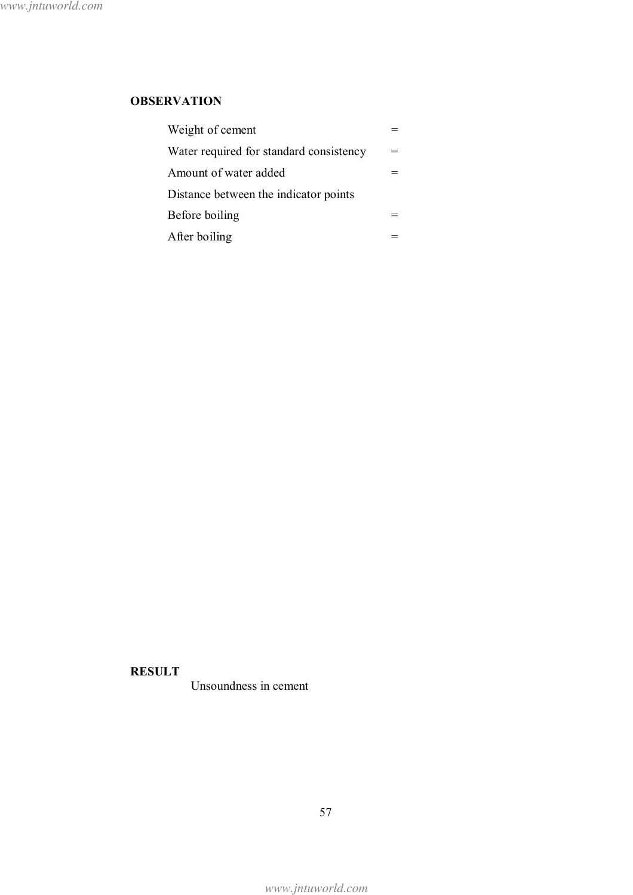**OBSERVATION**

| | |
|---|---|
| Weight of cement | = |
| Water required for standard consistency | = |
| Amount of water added | = |
| Distance between the indicator points | |
| Before boiling | = |
| After boiling | = |

**RESULT**

Unsoundness in cement